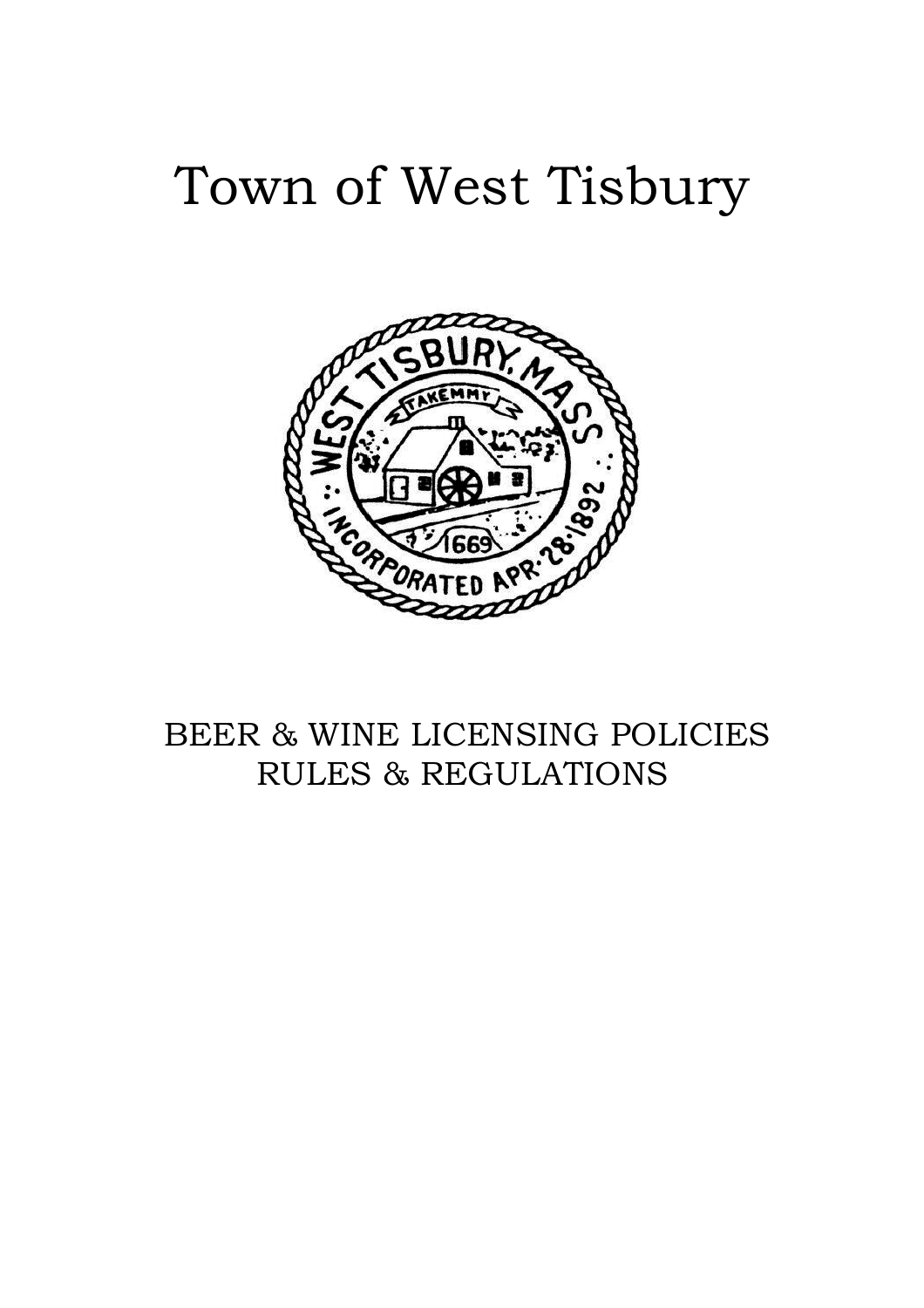# Town of West Tisbury

## BEER & WINE LICENSING POLICIES RULES & REGULATIONS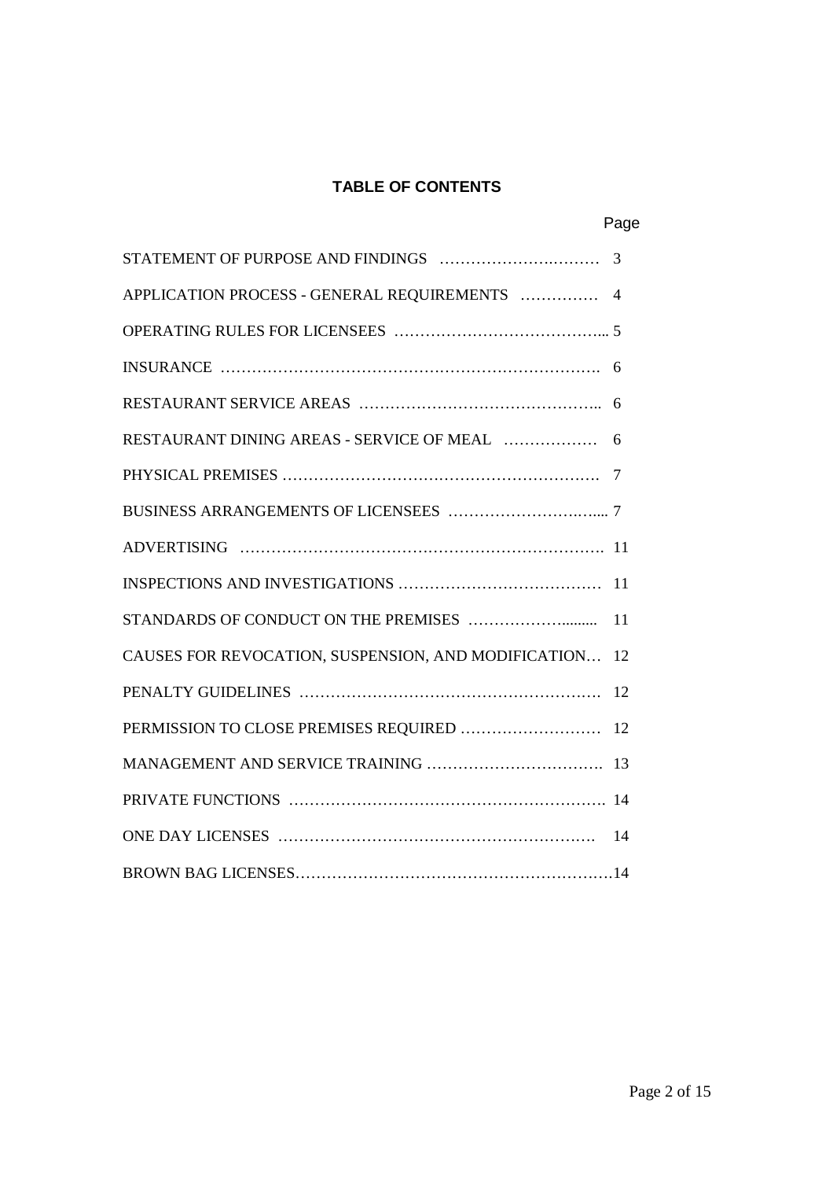# TABLE OF CONTENTS

| | Page |
|---|---|
| STATEMENT OF PURPOSE AND FINDINGS | 3 |
| APPLICATION PROCESS - GENERAL REQUIREMENTS | 4 |
| OPERATING RULES FOR LICENSEES | 5 |
| INSURANCE | 6 |
| RESTAURANT SERVICE AREAS | 6 |
| RESTAURANT DINING AREAS - SERVICE OF MEAL | 6 |
| PHYSICAL PREMISES | 7 |
| BUSINESS ARRANGEMENTS OF LICENSEES | 7 |
| ADVERTISING | 11 |
| INSPECTIONS AND INVESTIGATIONS | 11 |
| STANDARDS OF CONDUCT ON THE PREMISES | 11 |
| CAUSES FOR REVOCATION, SUSPENSION, AND MODIFICATION | 12 |
| PENALTY GUIDELINES | 12 |
| PERMISSION TO CLOSE PREMISES REQUIRED | 12 |
| MANAGEMENT AND SERVICE TRAINING | 13 |
| PRIVATE FUNCTIONS | 14 |
| ONE DAY LICENSES | 14 |
| BROWN BAG LICENSES | 14 |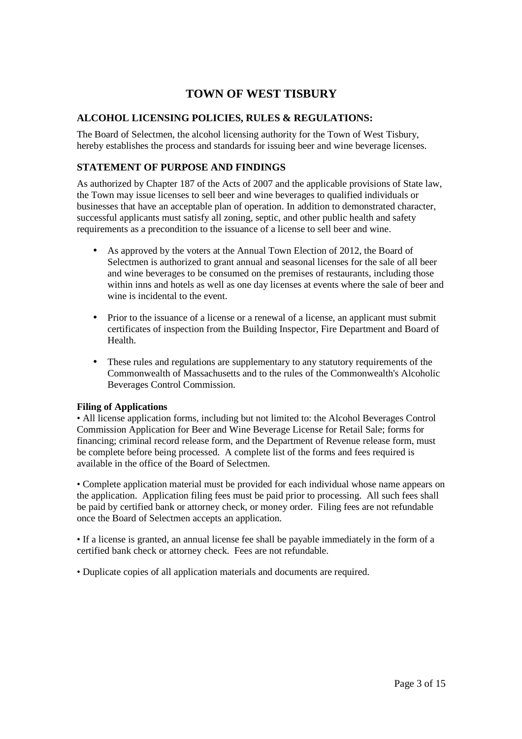# TOWN OF WEST TISBURY

## ALCOHOL LICENSING POLICIES, RULES & REGULATIONS:

The Board of Selectmen, the alcohol licensing authority for the Town of West Tisbury, hereby establishes the process and standards for issuing beer and wine beverage licenses.

## STATEMENT OF PURPOSE AND FINDINGS

As authorized by Chapter 187 of the Acts of 2007 and the applicable provisions of State law, the Town may issue licenses to sell beer and wine beverages to qualified individuals or businesses that have an acceptable plan of operation. In addition to demonstrated character, successful applicants must satisfy all zoning, septic, and other public health and safety requirements as a precondition to the issuance of a license to sell beer and wine.

- As approved by the voters at the Annual Town Election of 2012, the Board of Selectmen is authorized to grant annual and seasonal licenses for the sale of all beer and wine beverages to be consumed on the premises of restaurants, including those within inns and hotels as well as one day licenses at events where the sale of beer and wine is incidental to the event.

- Prior to the issuance of a license or a renewal of a license, an applicant must submit certificates of inspection from the Building Inspector, Fire Department and Board of Health.

- These rules and regulations are supplementary to any statutory requirements of the Commonwealth of Massachusetts and to the rules of the Commonwealth's Alcoholic Beverages Control Commission.

**Filing of Applications**

• All license application forms, including but not limited to: the Alcohol Beverages Control Commission Application for Beer and Wine Beverage License for Retail Sale; forms for financing; criminal record release form, and the Department of Revenue release form, must be complete before being processed. A complete list of the forms and fees required is available in the office of the Board of Selectmen.

• Complete application material must be provided for each individual whose name appears on the application. Application filing fees must be paid prior to processing. All such fees shall be paid by certified bank or attorney check, or money order. Filing fees are not refundable once the Board of Selectmen accepts an application.

• If a license is granted, an annual license fee shall be payable immediately in the form of a certified bank check or attorney check. Fees are not refundable.

• Duplicate copies of all application materials and documents are required.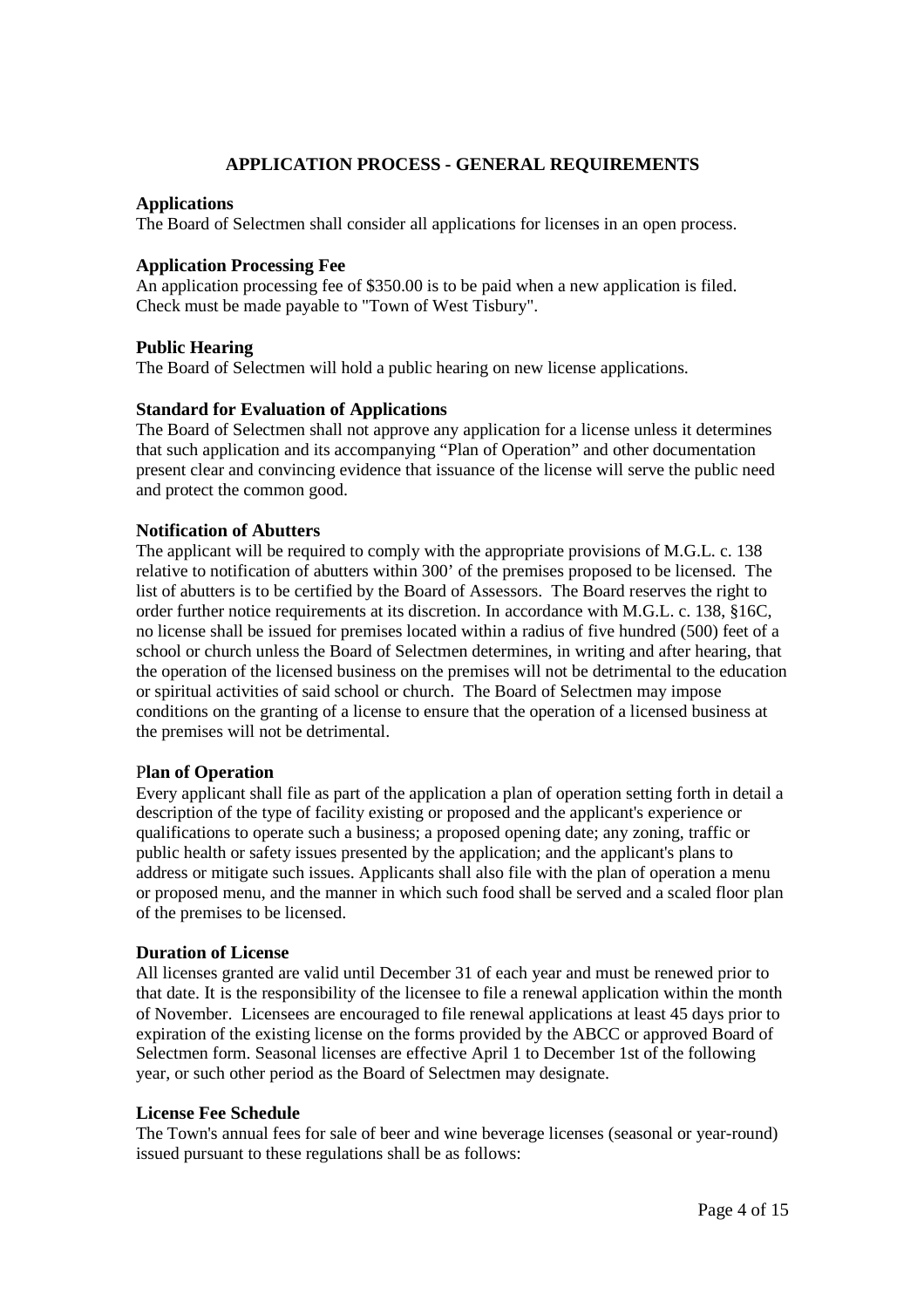# APPLICATION PROCESS - GENERAL REQUIREMENTS

### Applications

The Board of Selectmen shall consider all applications for licenses in an open process.

### Application Processing Fee

An application processing fee of $350.00 is to be paid when a new application is filed. Check must be made payable to "Town of West Tisbury".

### Public Hearing

The Board of Selectmen will hold a public hearing on new license applications.

### Standard for Evaluation of Applications

The Board of Selectmen shall not approve any application for a license unless it determines that such application and its accompanying "Plan of Operation" and other documentation present clear and convincing evidence that issuance of the license will serve the public need and protect the common good.

### Notification of Abutters

The applicant will be required to comply with the appropriate provisions of M.G.L. c. 138 relative to notification of abutters within 300' of the premises proposed to be licensed. The list of abutters is to be certified by the Board of Assessors. The Board reserves the right to order further notice requirements at its discretion. In accordance with M.G.L. c. 138, §16C, no license shall be issued for premises located within a radius of five hundred (500) feet of a school or church unless the Board of Selectmen determines, in writing and after hearing, that the operation of the licensed business on the premises will not be detrimental to the education or spiritual activities of said school or church. The Board of Selectmen may impose conditions on the granting of a license to ensure that the operation of a licensed business at the premises will not be detrimental.

### Plan of Operation

Every applicant shall file as part of the application a plan of operation setting forth in detail a description of the type of facility existing or proposed and the applicant's experience or qualifications to operate such a business; a proposed opening date; any zoning, traffic or public health or safety issues presented by the application; and the applicant's plans to address or mitigate such issues. Applicants shall also file with the plan of operation a menu or proposed menu, and the manner in which such food shall be served and a scaled floor plan of the premises to be licensed.

### Duration of License

All licenses granted are valid until December 31 of each year and must be renewed prior to that date. It is the responsibility of the licensee to file a renewal application within the month of November. Licensees are encouraged to file renewal applications at least 45 days prior to expiration of the existing license on the forms provided by the ABCC or approved Board of Selectmen form. Seasonal licenses are effective April 1 to December 1st of the following year, or such other period as the Board of Selectmen may designate.

### License Fee Schedule

The Town's annual fees for sale of beer and wine beverage licenses (seasonal or year-round) issued pursuant to these regulations shall be as follows: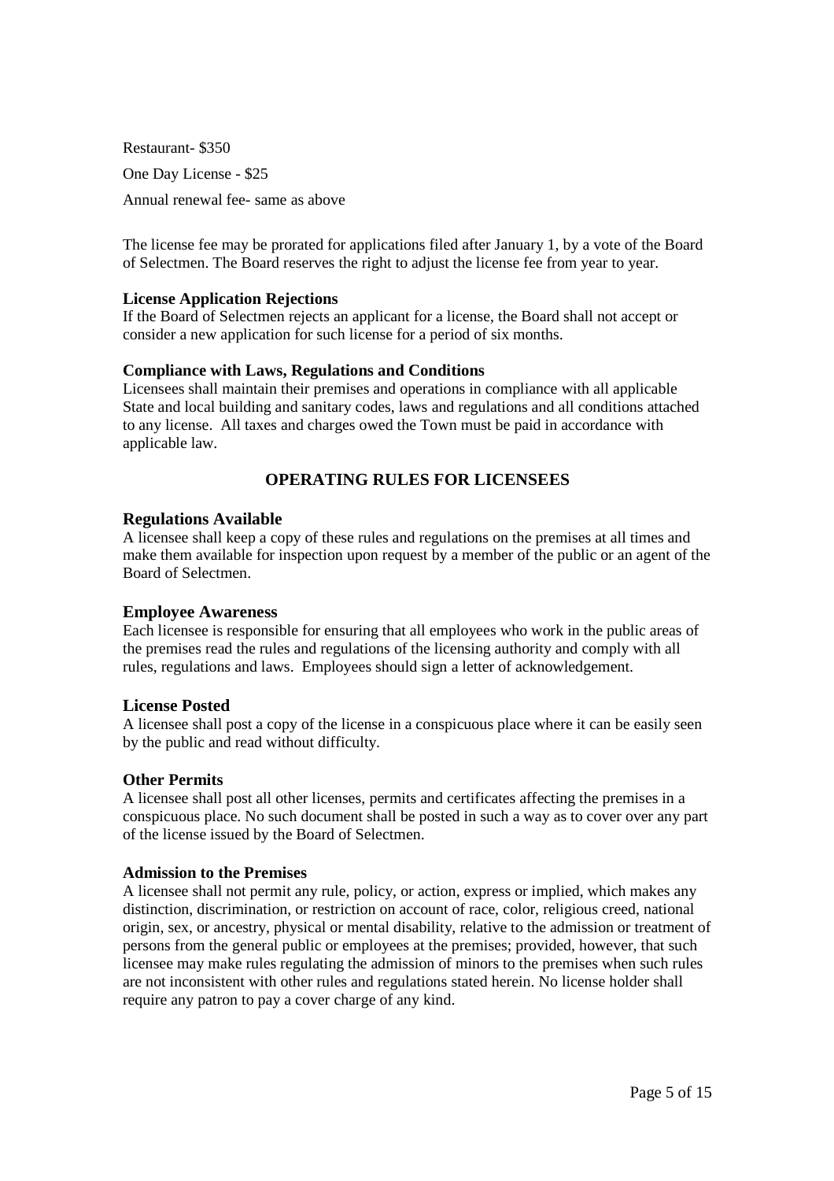Restaurant- $350

One Day License - $25

Annual renewal fee- same as above

The license fee may be prorated for applications filed after January 1, by a vote of the Board of Selectmen. The Board reserves the right to adjust the license fee from year to year.

**License Application Rejections**
If the Board of Selectmen rejects an applicant for a license, the Board shall not accept or consider a new application for such license for a period of six months.

**Compliance with Laws, Regulations and Conditions**
Licensees shall maintain their premises and operations in compliance with all applicable State and local building and sanitary codes, laws and regulations and all conditions attached to any license. All taxes and charges owed the Town must be paid in accordance with applicable law.

## OPERATING RULES FOR LICENSEES

### Regulations Available
A licensee shall keep a copy of these rules and regulations on the premises at all times and make them available for inspection upon request by a member of the public or an agent of the Board of Selectmen.

### Employee Awareness
Each licensee is responsible for ensuring that all employees who work in the public areas of the premises read the rules and regulations of the licensing authority and comply with all rules, regulations and laws. Employees should sign a letter of acknowledgement.

### License Posted
A licensee shall post a copy of the license in a conspicuous place where it can be easily seen by the public and read without difficulty.

### Other Permits
A licensee shall post all other licenses, permits and certificates affecting the premises in a conspicuous place. No such document shall be posted in such a way as to cover over any part of the license issued by the Board of Selectmen.

**Admission to the Premises**
A licensee shall not permit any rule, policy, or action, express or implied, which makes any distinction, discrimination, or restriction on account of race, color, religious creed, national origin, sex, or ancestry, physical or mental disability, relative to the admission or treatment of persons from the general public or employees at the premises; provided, however, that such licensee may make rules regulating the admission of minors to the premises when such rules are not inconsistent with other rules and regulations stated herein. No license holder shall require any patron to pay a cover charge of any kind.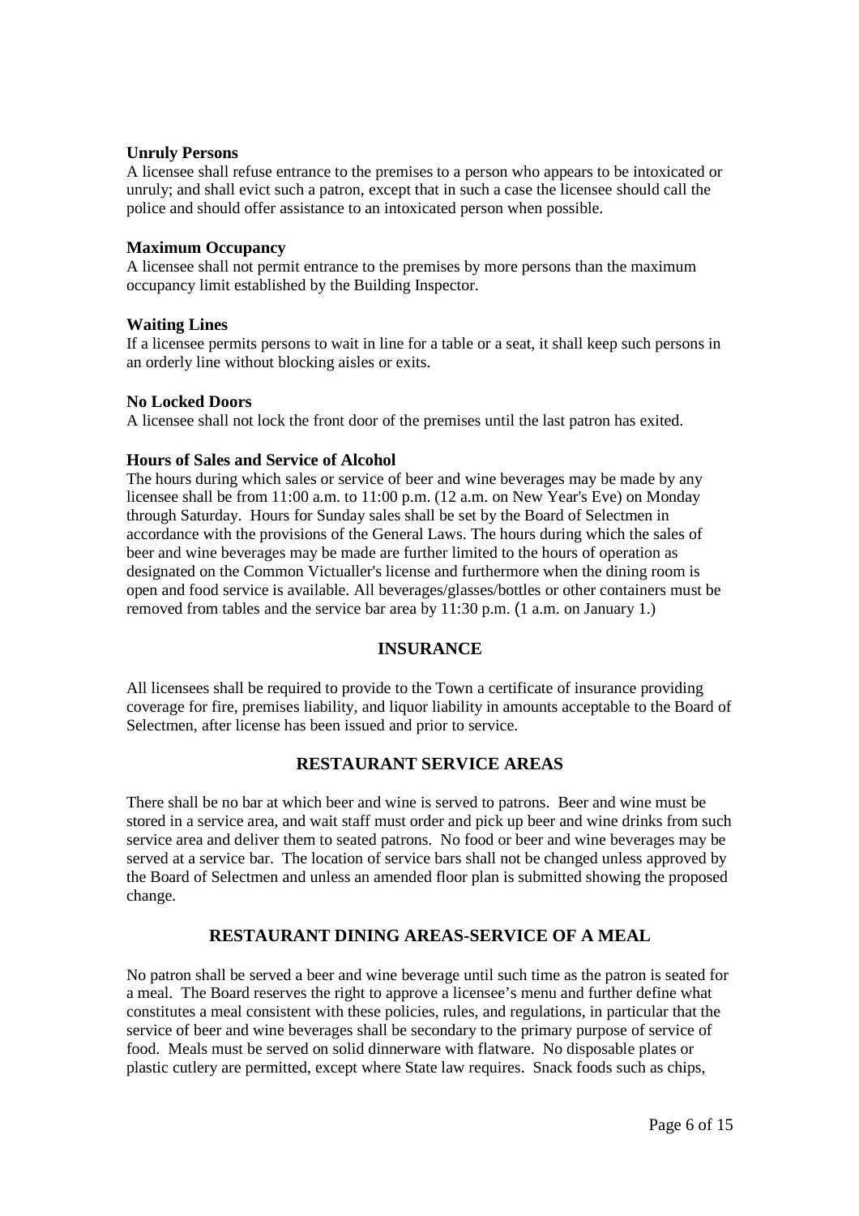**Unruly Persons**

A licensee shall refuse entrance to the premises to a person who appears to be intoxicated or unruly; and shall evict such a patron, except that in such a case the licensee should call the police and should offer assistance to an intoxicated person when possible.

**Maximum Occupancy**

A licensee shall not permit entrance to the premises by more persons than the maximum occupancy limit established by the Building Inspector.

**Waiting Lines**

If a licensee permits persons to wait in line for a table or a seat, it shall keep such persons in an orderly line without blocking aisles or exits.

**No Locked Doors**

A licensee shall not lock the front door of the premises until the last patron has exited.

**Hours of Sales and Service of Alcohol**

The hours during which sales or service of beer and wine beverages may be made by any licensee shall be from 11:00 a.m. to 11:00 p.m. (12 a.m. on New Year's Eve) on Monday through Saturday. Hours for Sunday sales shall be set by the Board of Selectmen in accordance with the provisions of the General Laws. The hours during which the sales of beer and wine beverages may be made are further limited to the hours of operation as designated on the Common Victualler's license and furthermore when the dining room is open and food service is available. All beverages/glasses/bottles or other containers must be removed from tables and the service bar area by 11:30 p.m. (1 a.m. on January 1.)

## INSURANCE

All licensees shall be required to provide to the Town a certificate of insurance providing coverage for fire, premises liability, and liquor liability in amounts acceptable to the Board of Selectmen, after license has been issued and prior to service.

## RESTAURANT SERVICE AREAS

There shall be no bar at which beer and wine is served to patrons. Beer and wine must be stored in a service area, and wait staff must order and pick up beer and wine drinks from such service area and deliver them to seated patrons. No food or beer and wine beverages may be served at a service bar. The location of service bars shall not be changed unless approved by the Board of Selectmen and unless an amended floor plan is submitted showing the proposed change.

## RESTAURANT DINING AREAS-SERVICE OF A MEAL

No patron shall be served a beer and wine beverage until such time as the patron is seated for a meal. The Board reserves the right to approve a licensee's menu and further define what constitutes a meal consistent with these policies, rules, and regulations, in particular that the service of beer and wine beverages shall be secondary to the primary purpose of service of food. Meals must be served on solid dinnerware with flatware. No disposable plates or plastic cutlery are permitted, except where State law requires. Snack foods such as chips,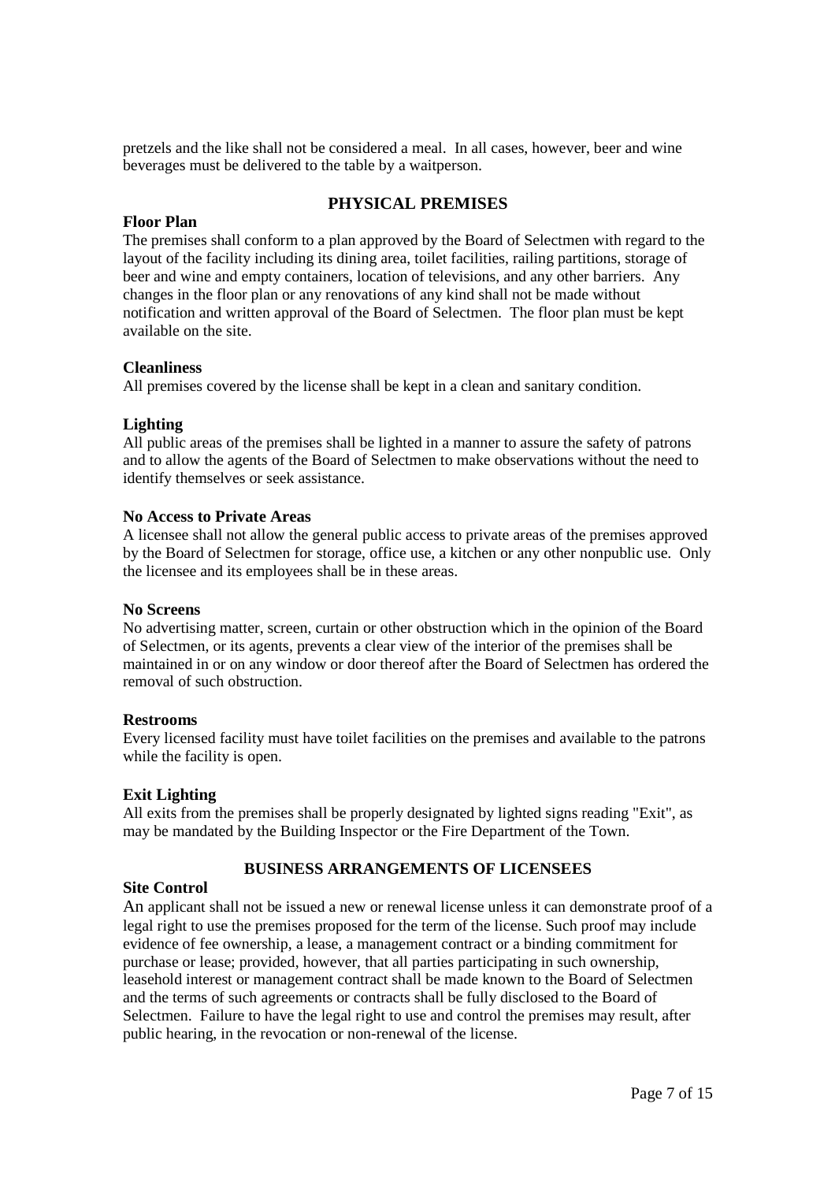pretzels and the like shall not be considered a meal. In all cases, however, beer and wine beverages must be delivered to the table by a waitperson.

## PHYSICAL PREMISES

### Floor Plan

The premises shall conform to a plan approved by the Board of Selectmen with regard to the layout of the facility including its dining area, toilet facilities, railing partitions, storage of beer and wine and empty containers, location of televisions, and any other barriers. Any changes in the floor plan or any renovations of any kind shall not be made without notification and written approval of the Board of Selectmen. The floor plan must be kept available on the site.

### Cleanliness

All premises covered by the license shall be kept in a clean and sanitary condition.

### Lighting

All public areas of the premises shall be lighted in a manner to assure the safety of patrons and to allow the agents of the Board of Selectmen to make observations without the need to identify themselves or seek assistance.

### No Access to Private Areas

A licensee shall not allow the general public access to private areas of the premises approved by the Board of Selectmen for storage, office use, a kitchen or any other nonpublic use. Only the licensee and its employees shall be in these areas.

### No Screens

No advertising matter, screen, curtain or other obstruction which in the opinion of the Board of Selectmen, or its agents, prevents a clear view of the interior of the premises shall be maintained in or on any window or door thereof after the Board of Selectmen has ordered the removal of such obstruction.

### Restrooms

Every licensed facility must have toilet facilities on the premises and available to the patrons while the facility is open.

### Exit Lighting

All exits from the premises shall be properly designated by lighted signs reading "Exit", as may be mandated by the Building Inspector or the Fire Department of the Town.

## BUSINESS ARRANGEMENTS OF LICENSEES

### Site Control

An applicant shall not be issued a new or renewal license unless it can demonstrate proof of a legal right to use the premises proposed for the term of the license. Such proof may include evidence of fee ownership, a lease, a management contract or a binding commitment for purchase or lease; provided, however, that all parties participating in such ownership, leasehold interest or management contract shall be made known to the Board of Selectmen and the terms of such agreements or contracts shall be fully disclosed to the Board of Selectmen. Failure to have the legal right to use and control the premises may result, after public hearing, in the revocation or non-renewal of the license.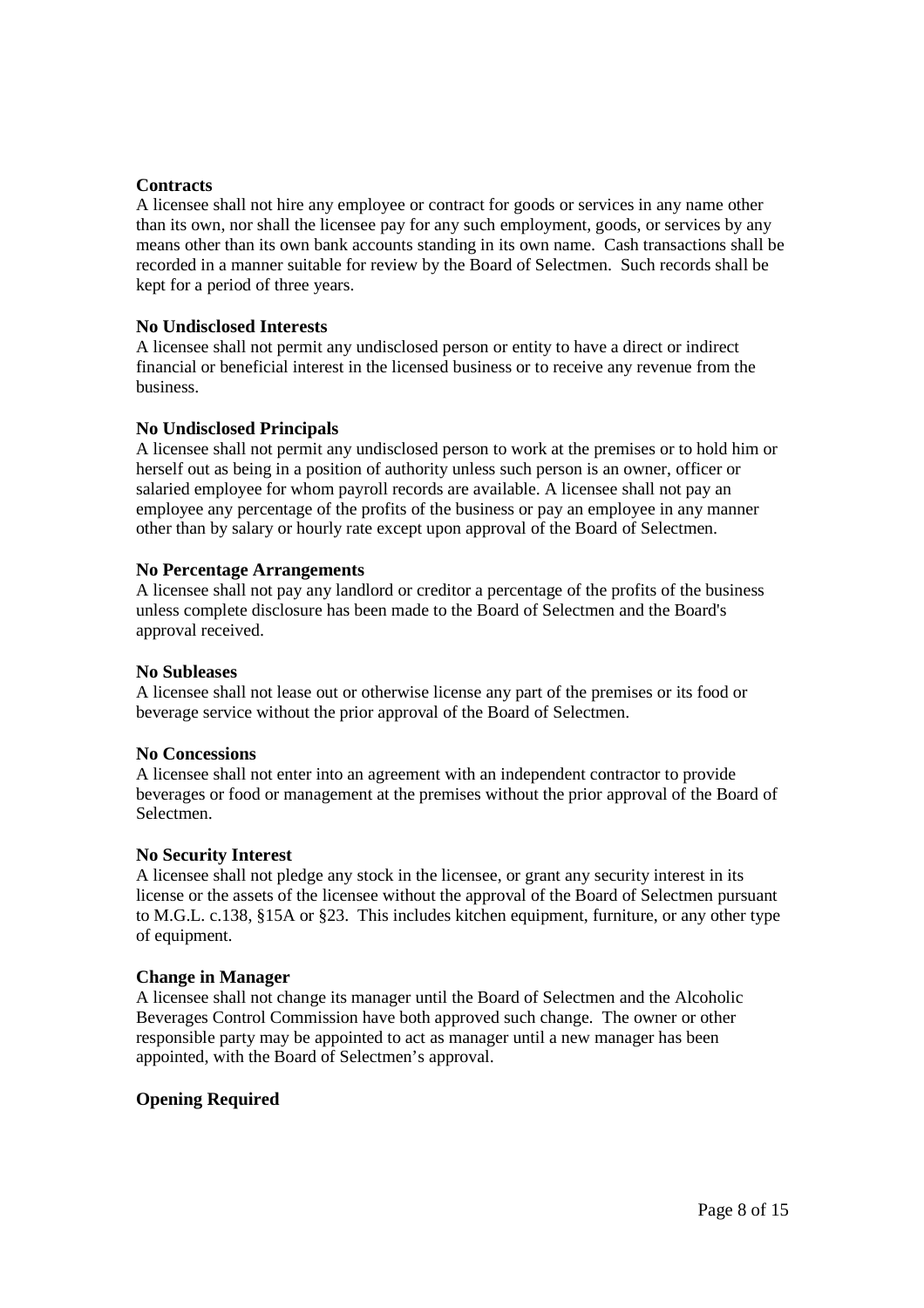**Contracts**

A licensee shall not hire any employee or contract for goods or services in any name other than its own, nor shall the licensee pay for any such employment, goods, or services by any means other than its own bank accounts standing in its own name. Cash transactions shall be recorded in a manner suitable for review by the Board of Selectmen. Such records shall be kept for a period of three years.

**No Undisclosed Interests**

A licensee shall not permit any undisclosed person or entity to have a direct or indirect financial or beneficial interest in the licensed business or to receive any revenue from the business.

**No Undisclosed Principals**

A licensee shall not permit any undisclosed person to work at the premises or to hold him or herself out as being in a position of authority unless such person is an owner, officer or salaried employee for whom payroll records are available. A licensee shall not pay an employee any percentage of the profits of the business or pay an employee in any manner other than by salary or hourly rate except upon approval of the Board of Selectmen.

**No Percentage Arrangements**

A licensee shall not pay any landlord or creditor a percentage of the profits of the business unless complete disclosure has been made to the Board of Selectmen and the Board's approval received.

**No Subleases**

A licensee shall not lease out or otherwise license any part of the premises or its food or beverage service without the prior approval of the Board of Selectmen.

**No Concessions**

A licensee shall not enter into an agreement with an independent contractor to provide beverages or food or management at the premises without the prior approval of the Board of Selectmen.

**No Security Interest**

A licensee shall not pledge any stock in the licensee, or grant any security interest in its license or the assets of the licensee without the approval of the Board of Selectmen pursuant to M.G.L. c.138, §15A or §23. This includes kitchen equipment, furniture, or any other type of equipment.

**Change in Manager**

A licensee shall not change its manager until the Board of Selectmen and the Alcoholic Beverages Control Commission have both approved such change. The owner or other responsible party may be appointed to act as manager until a new manager has been appointed, with the Board of Selectmen's approval.

**Opening Required**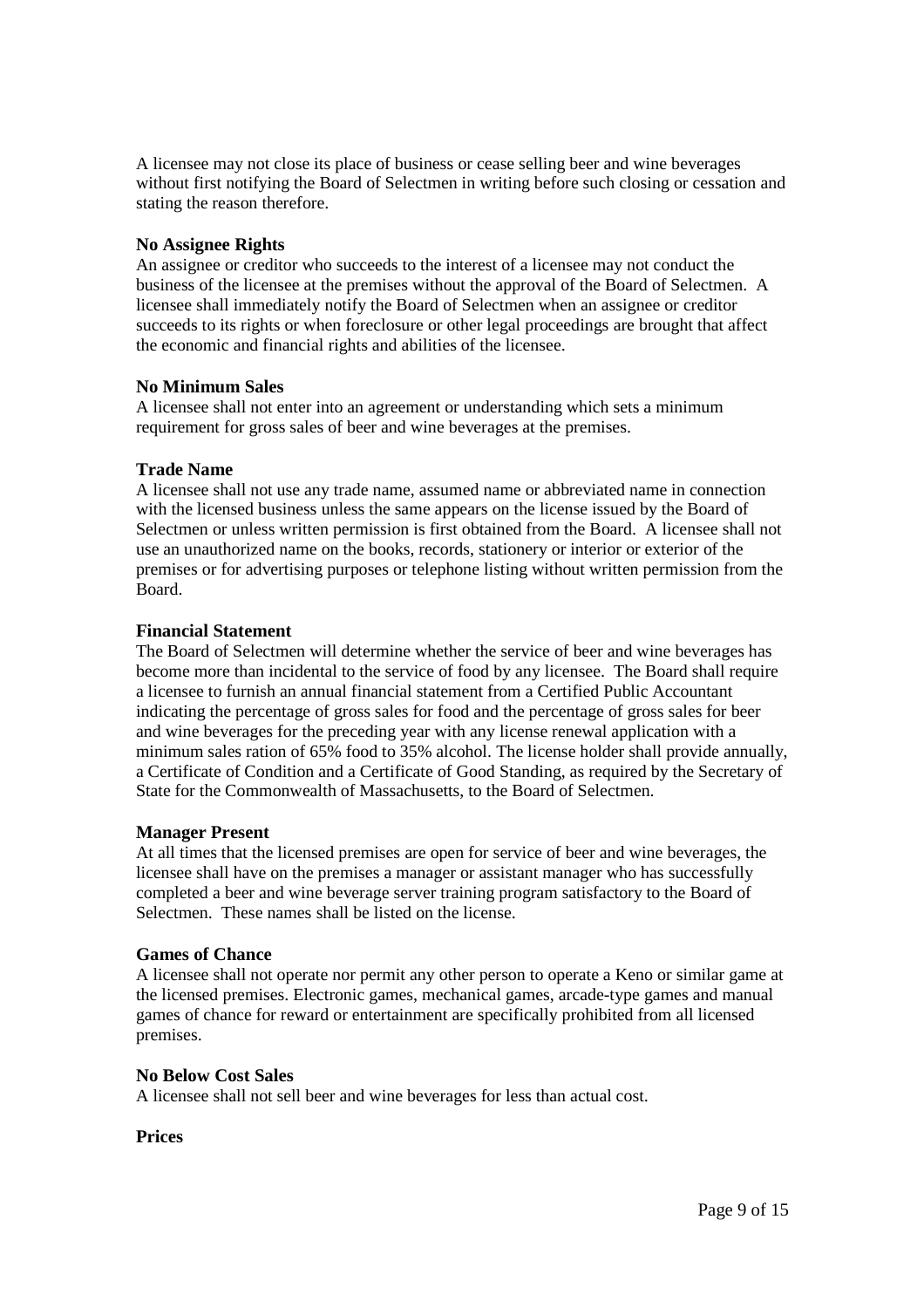A licensee may not close its place of business or cease selling beer and wine beverages without first notifying the Board of Selectmen in writing before such closing or cessation and stating the reason therefore.

**No Assignee Rights**

An assignee or creditor who succeeds to the interest of a licensee may not conduct the business of the licensee at the premises without the approval of the Board of Selectmen. A licensee shall immediately notify the Board of Selectmen when an assignee or creditor succeeds to its rights or when foreclosure or other legal proceedings are brought that affect the economic and financial rights and abilities of the licensee.

**No Minimum Sales**

A licensee shall not enter into an agreement or understanding which sets a minimum requirement for gross sales of beer and wine beverages at the premises.

**Trade Name**

A licensee shall not use any trade name, assumed name or abbreviated name in connection with the licensed business unless the same appears on the license issued by the Board of Selectmen or unless written permission is first obtained from the Board. A licensee shall not use an unauthorized name on the books, records, stationery or interior or exterior of the premises or for advertising purposes or telephone listing without written permission from the Board.

**Financial Statement**

The Board of Selectmen will determine whether the service of beer and wine beverages has become more than incidental to the service of food by any licensee. The Board shall require a licensee to furnish an annual financial statement from a Certified Public Accountant indicating the percentage of gross sales for food and the percentage of gross sales for beer and wine beverages for the preceding year with any license renewal application with a minimum sales ration of 65% food to 35% alcohol. The license holder shall provide annually, a Certificate of Condition and a Certificate of Good Standing, as required by the Secretary of State for the Commonwealth of Massachusetts, to the Board of Selectmen.

**Manager Present**

At all times that the licensed premises are open for service of beer and wine beverages, the licensee shall have on the premises a manager or assistant manager who has successfully completed a beer and wine beverage server training program satisfactory to the Board of Selectmen. These names shall be listed on the license.

**Games of Chance**

A licensee shall not operate nor permit any other person to operate a Keno or similar game at the licensed premises. Electronic games, mechanical games, arcade-type games and manual games of chance for reward or entertainment are specifically prohibited from all licensed premises.

**No Below Cost Sales**

A licensee shall not sell beer and wine beverages for less than actual cost.

**Prices**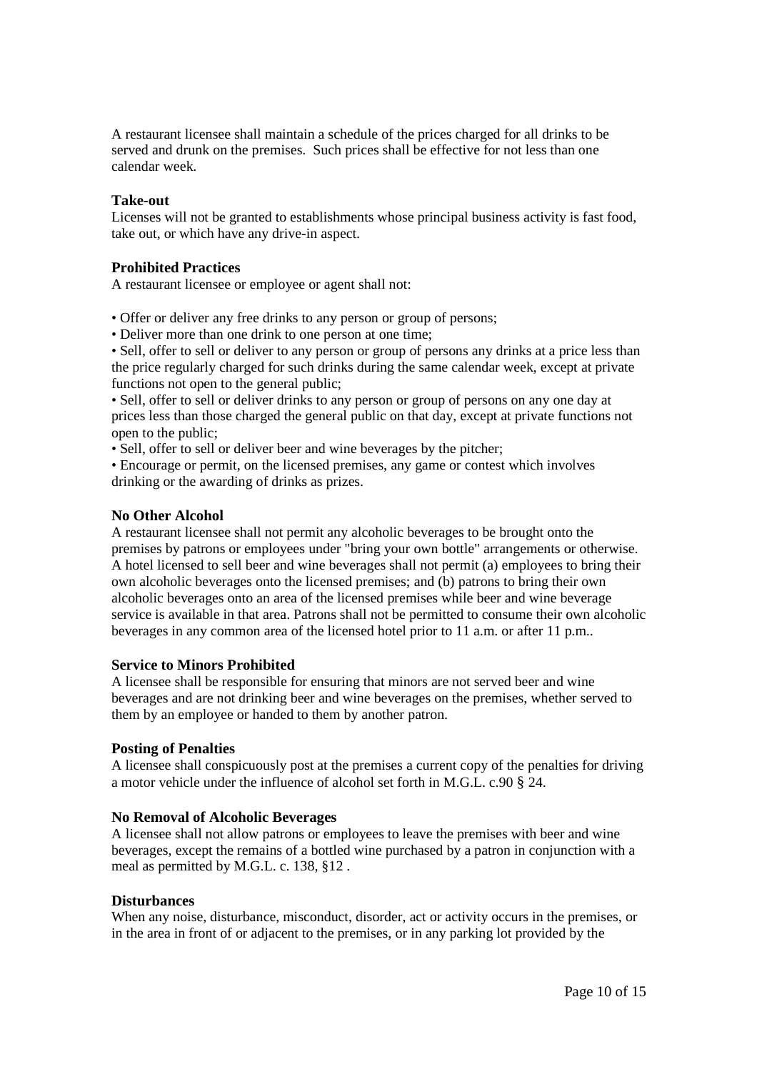A restaurant licensee shall maintain a schedule of the prices charged for all drinks to be served and drunk on the premises. Such prices shall be effective for not less than one calendar week.

**Take-out**

Licenses will not be granted to establishments whose principal business activity is fast food, take out, or which have any drive-in aspect.

**Prohibited Practices**

A restaurant licensee or employee or agent shall not:

- Offer or deliver any free drinks to any person or group of persons;
- Deliver more than one drink to one person at one time;
- Sell, offer to sell or deliver to any person or group of persons any drinks at a price less than the price regularly charged for such drinks during the same calendar week, except at private functions not open to the general public;
- Sell, offer to sell or deliver drinks to any person or group of persons on any one day at prices less than those charged the general public on that day, except at private functions not open to the public;
- Sell, offer to sell or deliver beer and wine beverages by the pitcher;
- Encourage or permit, on the licensed premises, any game or contest which involves drinking or the awarding of drinks as prizes.

**No Other Alcohol**

A restaurant licensee shall not permit any alcoholic beverages to be brought onto the premises by patrons or employees under "bring your own bottle" arrangements or otherwise. A hotel licensed to sell beer and wine beverages shall not permit (a) employees to bring their own alcoholic beverages onto the licensed premises; and (b) patrons to bring their own alcoholic beverages onto an area of the licensed premises while beer and wine beverage service is available in that area. Patrons shall not be permitted to consume their own alcoholic beverages in any common area of the licensed hotel prior to 11 a.m. or after 11 p.m..

**Service to Minors Prohibited**

A licensee shall be responsible for ensuring that minors are not served beer and wine beverages and are not drinking beer and wine beverages on the premises, whether served to them by an employee or handed to them by another patron.

**Posting of Penalties**

A licensee shall conspicuously post at the premises a current copy of the penalties for driving a motor vehicle under the influence of alcohol set forth in M.G.L. c.90 § 24.

**No Removal of Alcoholic Beverages**

A licensee shall not allow patrons or employees to leave the premises with beer and wine beverages, except the remains of a bottled wine purchased by a patron in conjunction with a meal as permitted by M.G.L. c. 138, §12 .

**Disturbances**

When any noise, disturbance, misconduct, disorder, act or activity occurs in the premises, or in the area in front of or adjacent to the premises, or in any parking lot provided by the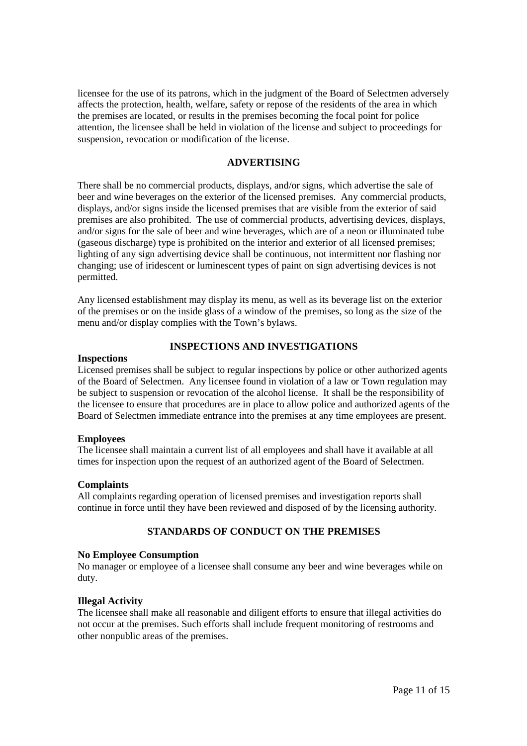licensee for the use of its patrons, which in the judgment of the Board of Selectmen adversely affects the protection, health, welfare, safety or repose of the residents of the area in which the premises are located, or results in the premises becoming the focal point for police attention, the licensee shall be held in violation of the license and subject to proceedings for suspension, revocation or modification of the license.

## ADVERTISING

There shall be no commercial products, displays, and/or signs, which advertise the sale of beer and wine beverages on the exterior of the licensed premises. Any commercial products, displays, and/or signs inside the licensed premises that are visible from the exterior of said premises are also prohibited. The use of commercial products, advertising devices, displays, and/or signs for the sale of beer and wine beverages, which are of a neon or illuminated tube (gaseous discharge) type is prohibited on the interior and exterior of all licensed premises; lighting of any sign advertising device shall be continuous, not intermittent nor flashing nor changing; use of iridescent or luminescent types of paint on sign advertising devices is not permitted.

Any licensed establishment may display its menu, as well as its beverage list on the exterior of the premises or on the inside glass of a window of the premises, so long as the size of the menu and/or display complies with the Town's bylaws.

## INSPECTIONS AND INVESTIGATIONS

### Inspections

Licensed premises shall be subject to regular inspections by police or other authorized agents of the Board of Selectmen. Any licensee found in violation of a law or Town regulation may be subject to suspension or revocation of the alcohol license. It shall be the responsibility of the licensee to ensure that procedures are in place to allow police and authorized agents of the Board of Selectmen immediate entrance into the premises at any time employees are present.

### Employees

The licensee shall maintain a current list of all employees and shall have it available at all times for inspection upon the request of an authorized agent of the Board of Selectmen.

### Complaints

All complaints regarding operation of licensed premises and investigation reports shall continue in force until they have been reviewed and disposed of by the licensing authority.

## STANDARDS OF CONDUCT ON THE PREMISES

### No Employee Consumption

No manager or employee of a licensee shall consume any beer and wine beverages while on duty.

### Illegal Activity

The licensee shall make all reasonable and diligent efforts to ensure that illegal activities do not occur at the premises. Such efforts shall include frequent monitoring of restrooms and other nonpublic areas of the premises.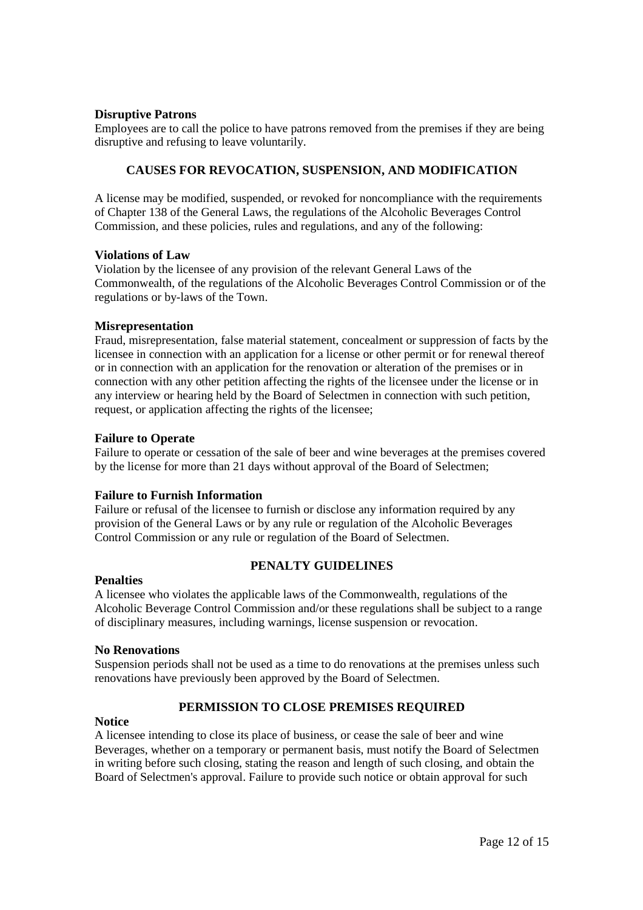### Disruptive Patrons

Employees are to call the police to have patrons removed from the premises if they are being disruptive and refusing to leave voluntarily.

## CAUSES FOR REVOCATION, SUSPENSION, AND MODIFICATION

A license may be modified, suspended, or revoked for noncompliance with the requirements of Chapter 138 of the General Laws, the regulations of the Alcoholic Beverages Control Commission, and these policies, rules and regulations, and any of the following:

### Violations of Law

Violation by the licensee of any provision of the relevant General Laws of the Commonwealth, of the regulations of the Alcoholic Beverages Control Commission or of the regulations or by-laws of the Town.

### Misrepresentation

Fraud, misrepresentation, false material statement, concealment or suppression of facts by the licensee in connection with an application for a license or other permit or for renewal thereof or in connection with an application for the renovation or alteration of the premises or in connection with any other petition affecting the rights of the licensee under the license or in any interview or hearing held by the Board of Selectmen in connection with such petition, request, or application affecting the rights of the licensee;

### Failure to Operate

Failure to operate or cessation of the sale of beer and wine beverages at the premises covered by the license for more than 21 days without approval of the Board of Selectmen;

### Failure to Furnish Information

Failure or refusal of the licensee to furnish or disclose any information required by any provision of the General Laws or by any rule or regulation of the Alcoholic Beverages Control Commission or any rule or regulation of the Board of Selectmen.

## PENALTY GUIDELINES

### Penalties

A licensee who violates the applicable laws of the Commonwealth, regulations of the Alcoholic Beverage Control Commission and/or these regulations shall be subject to a range of disciplinary measures, including warnings, license suspension or revocation.

### No Renovations

Suspension periods shall not be used as a time to do renovations at the premises unless such renovations have previously been approved by the Board of Selectmen.

## PERMISSION TO CLOSE PREMISES REQUIRED

### Notice

A licensee intending to close its place of business, or cease the sale of beer and wine Beverages, whether on a temporary or permanent basis, must notify the Board of Selectmen in writing before such closing, stating the reason and length of such closing, and obtain the Board of Selectmen's approval. Failure to provide such notice or obtain approval for such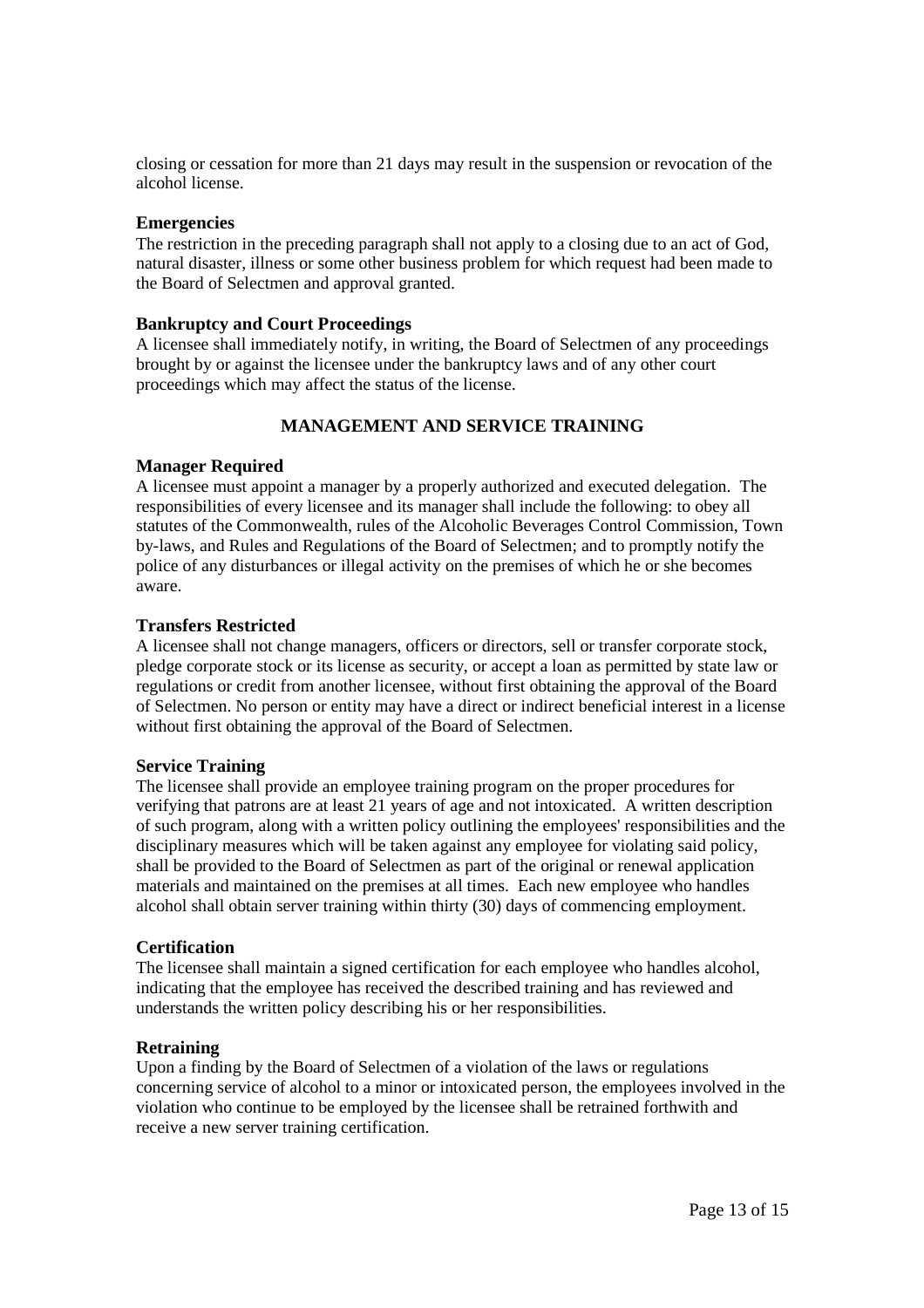closing or cessation for more than 21 days may result in the suspension or revocation of the alcohol license.

**Emergencies**
The restriction in the preceding paragraph shall not apply to a closing due to an act of God, natural disaster, illness or some other business problem for which request had been made to the Board of Selectmen and approval granted.

**Bankruptcy and Court Proceedings**
A licensee shall immediately notify, in writing, the Board of Selectmen of any proceedings brought by or against the licensee under the bankruptcy laws and of any other court proceedings which may affect the status of the license.

## MANAGEMENT AND SERVICE TRAINING

**Manager Required**
A licensee must appoint a manager by a properly authorized and executed delegation. The responsibilities of every licensee and its manager shall include the following: to obey all statutes of the Commonwealth, rules of the Alcoholic Beverages Control Commission, Town by-laws, and Rules and Regulations of the Board of Selectmen; and to promptly notify the police of any disturbances or illegal activity on the premises of which he or she becomes aware.

**Transfers Restricted**
A licensee shall not change managers, officers or directors, sell or transfer corporate stock, pledge corporate stock or its license as security, or accept a loan as permitted by state law or regulations or credit from another licensee, without first obtaining the approval of the Board of Selectmen. No person or entity may have a direct or indirect beneficial interest in a license without first obtaining the approval of the Board of Selectmen.

**Service Training**
The licensee shall provide an employee training program on the proper procedures for verifying that patrons are at least 21 years of age and not intoxicated. A written description of such program, along with a written policy outlining the employees' responsibilities and the disciplinary measures which will be taken against any employee for violating said policy, shall be provided to the Board of Selectmen as part of the original or renewal application materials and maintained on the premises at all times. Each new employee who handles alcohol shall obtain server training within thirty (30) days of commencing employment.

**Certification**
The licensee shall maintain a signed certification for each employee who handles alcohol, indicating that the employee has received the described training and has reviewed and understands the written policy describing his or her responsibilities.

**Retraining**
Upon a finding by the Board of Selectmen of a violation of the laws or regulations concerning service of alcohol to a minor or intoxicated person, the employees involved in the violation who continue to be employed by the licensee shall be retrained forthwith and receive a new server training certification.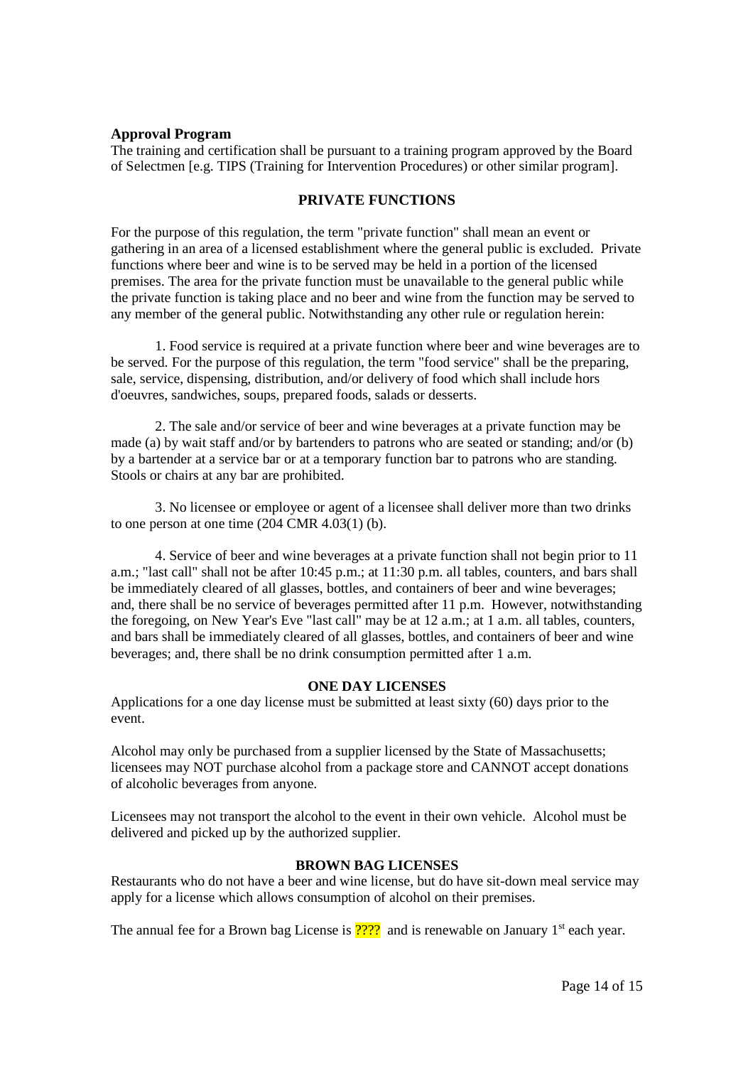**Approval Program**
The training and certification shall be pursuant to a training program approved by the Board of Selectmen [e.g. TIPS (Training for Intervention Procedures) or other similar program].

## PRIVATE FUNCTIONS

For the purpose of this regulation, the term "private function" shall mean an event or gathering in an area of a licensed establishment where the general public is excluded. Private functions where beer and wine is to be served may be held in a portion of the licensed premises. The area for the private function must be unavailable to the general public while the private function is taking place and no beer and wine from the function may be served to any member of the general public. Notwithstanding any other rule or regulation herein:

1. Food service is required at a private function where beer and wine beverages are to be served. For the purpose of this regulation, the term "food service" shall be the preparing, sale, service, dispensing, distribution, and/or delivery of food which shall include hors d'oeuvres, sandwiches, soups, prepared foods, salads or desserts.

2. The sale and/or service of beer and wine beverages at a private function may be made (a) by wait staff and/or by bartenders to patrons who are seated or standing; and/or (b) by a bartender at a service bar or at a temporary function bar to patrons who are standing. Stools or chairs at any bar are prohibited.

3. No licensee or employee or agent of a licensee shall deliver more than two drinks to one person at one time (204 CMR 4.03(1) (b).

4. Service of beer and wine beverages at a private function shall not begin prior to 11 a.m.; "last call" shall not be after 10:45 p.m.; at 11:30 p.m. all tables, counters, and bars shall be immediately cleared of all glasses, bottles, and containers of beer and wine beverages; and, there shall be no service of beverages permitted after 11 p.m. However, notwithstanding the foregoing, on New Year's Eve "last call" may be at 12 a.m.; at 1 a.m. all tables, counters, and bars shall be immediately cleared of all glasses, bottles, and containers of beer and wine beverages; and, there shall be no drink consumption permitted after 1 a.m.

## ONE DAY LICENSES

Applications for a one day license must be submitted at least sixty (60) days prior to the event.

Alcohol may only be purchased from a supplier licensed by the State of Massachusetts; licensees may NOT purchase alcohol from a package store and CANNOT accept donations of alcoholic beverages from anyone.

Licensees may not transport the alcohol to the event in their own vehicle. Alcohol must be delivered and picked up by the authorized supplier.

## BROWN BAG LICENSES

Restaurants who do not have a beer and wine license, but do have sit-down meal service may apply for a license which allows consumption of alcohol on their premises.

The annual fee for a Brown bag License is ???? and is renewable on January 1st each year.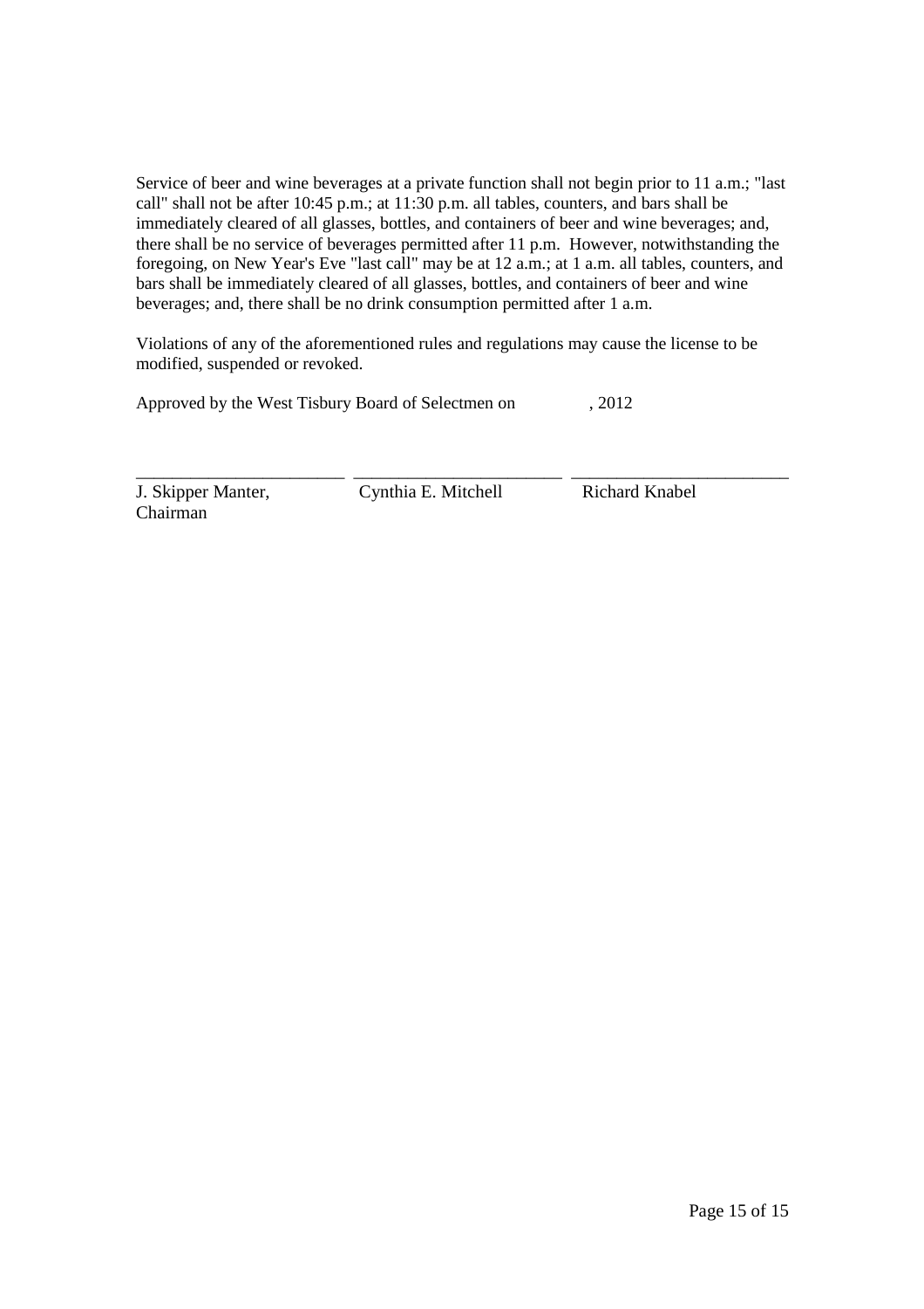Service of beer and wine beverages at a private function shall not begin prior to 11 a.m.; "last call" shall not be after 10:45 p.m.; at 11:30 p.m. all tables, counters, and bars shall be immediately cleared of all glasses, bottles, and containers of beer and wine beverages; and, there shall be no service of beverages permitted after 11 p.m. However, notwithstanding the foregoing, on New Year's Eve "last call" may be at 12 a.m.; at 1 a.m. all tables, counters, and bars shall be immediately cleared of all glasses, bottles, and containers of beer and wine beverages; and, there shall be no drink consumption permitted after 1 a.m.

Violations of any of the aforementioned rules and regulations may cause the license to be modified, suspended or revoked.

Approved by the West Tisbury Board of Selectmen on , 2012

| | | |
|---|---|---|
| \_\_\_\_\_\_\_\_\_\_\_\_\_\_\_\_\_\_\_\_\_\_\_\_ | \_\_\_\_\_\_\_\_\_\_\_\_\_\_\_\_\_\_\_\_\_\_\_\_ | \_\_\_\_\_\_\_\_\_\_\_\_\_\_\_\_\_\_\_\_\_\_\_\_ |
| J. Skipper Manter, Chairman | Cynthia E. Mitchell | Richard Knabel |